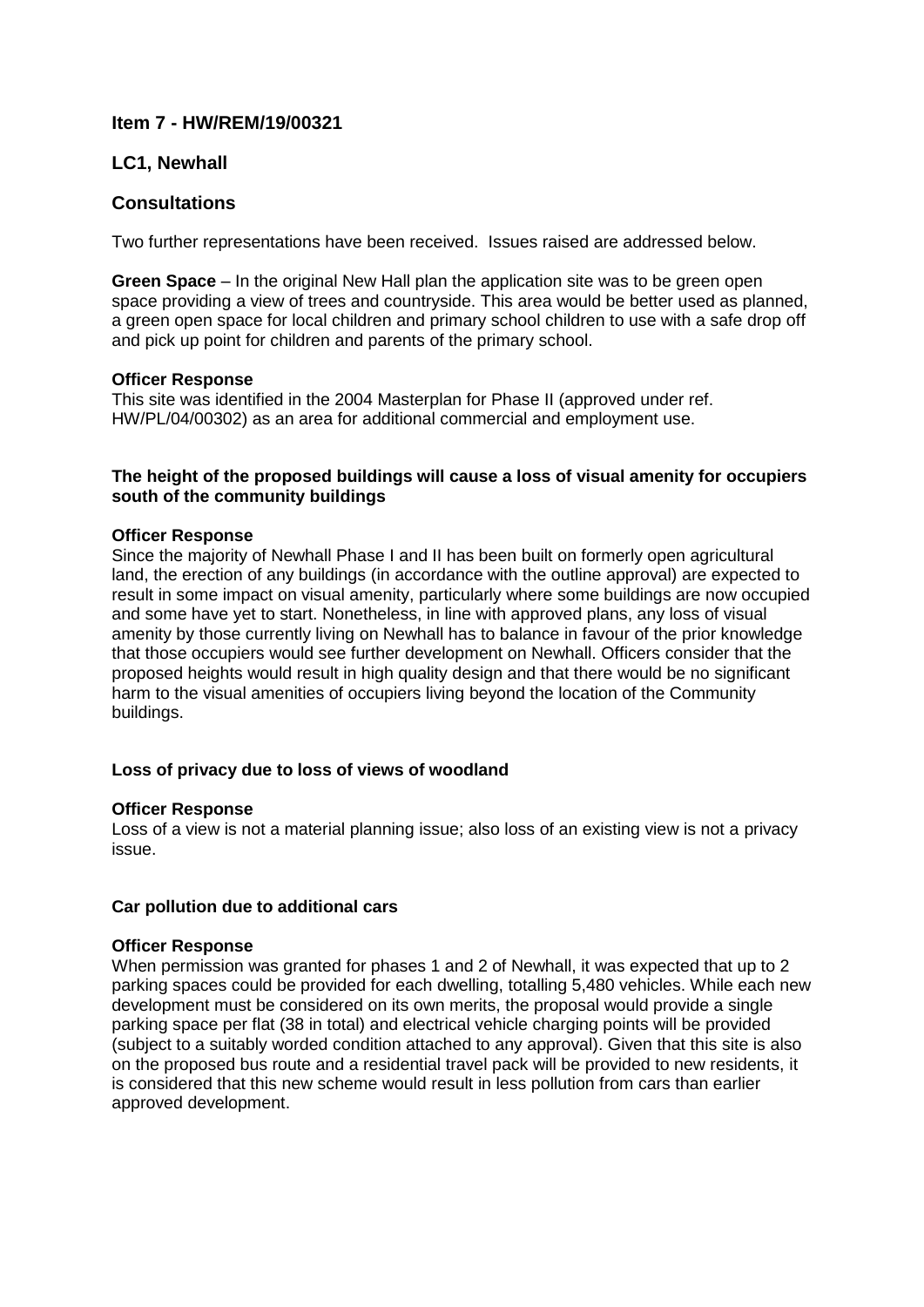## Item 7 - HW/REM/19/00321

## LC1, Newhall

## Consultations

Two further representations have been received. Issues raised are addressed below.

**Green Space** – In the original New Hall plan the application site was to be green open space providing a view of trees and countryside. This area would be better used as planned, a green open space for local children and primary school children to use with a safe drop off and pick up point for children and parents of the primary school.

**Officer Response**
This site was identified in the 2004 Masterplan for Phase II (approved under ref. HW/PL/04/00302) as an area for additional commercial and employment use.

**The height of the proposed buildings will cause a loss of visual amenity for occupiers south of the community buildings**

**Officer Response**
Since the majority of Newhall Phase I and II has been built on formerly open agricultural land, the erection of any buildings (in accordance with the outline approval) are expected to result in some impact on visual amenity, particularly where some buildings are now occupied and some have yet to start. Nonetheless, in line with approved plans, any loss of visual amenity by those currently living on Newhall has to balance in favour of the prior knowledge that those occupiers would see further development on Newhall. Officers consider that the proposed heights would result in high quality design and that there would be no significant harm to the visual amenities of occupiers living beyond the location of the Community buildings.

**Loss of privacy due to loss of views of woodland**

**Officer Response**
Loss of a view is not a material planning issue; also loss of an existing view is not a privacy issue.

**Car pollution due to additional cars**

**Officer Response**
When permission was granted for phases 1 and 2 of Newhall, it was expected that up to 2 parking spaces could be provided for each dwelling, totalling 5,480 vehicles. While each new development must be considered on its own merits, the proposal would provide a single parking space per flat (38 in total) and electrical vehicle charging points will be provided (subject to a suitably worded condition attached to any approval). Given that this site is also on the proposed bus route and a residential travel pack will be provided to new residents, it is considered that this new scheme would result in less pollution from cars than earlier approved development.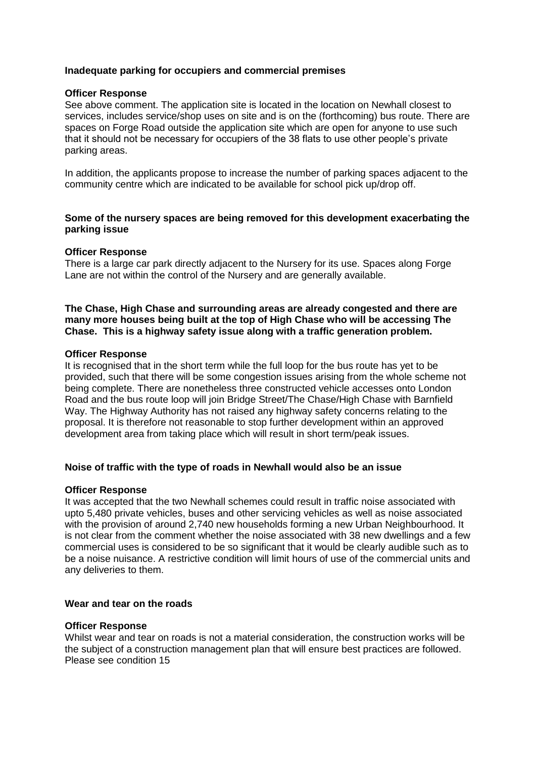**Inadequate parking for occupiers and commercial premises**

**Officer Response**

See above comment. The application site is located in the location on Newhall closest to services, includes service/shop uses on site and is on the (forthcoming) bus route. There are spaces on Forge Road outside the application site which are open for anyone to use such that it should not be necessary for occupiers of the 38 flats to use other people's private parking areas.

In addition, the applicants propose to increase the number of parking spaces adjacent to the community centre which are indicated to be available for school pick up/drop off.

**Some of the nursery spaces are being removed for this development exacerbating the parking issue**

**Officer Response**

There is a large car park directly adjacent to the Nursery for its use. Spaces along Forge Lane are not within the control of the Nursery and are generally available.

**The Chase, High Chase and surrounding areas are already congested and there are many more houses being built at the top of High Chase who will be accessing The Chase. This is a highway safety issue along with a traffic generation problem.**

**Officer Response**

It is recognised that in the short term while the full loop for the bus route has yet to be provided, such that there will be some congestion issues arising from the whole scheme not being complete. There are nonetheless three constructed vehicle accesses onto London Road and the bus route loop will join Bridge Street/The Chase/High Chase with Barnfield Way. The Highway Authority has not raised any highway safety concerns relating to the proposal. It is therefore not reasonable to stop further development within an approved development area from taking place which will result in short term/peak issues.

**Noise of traffic with the type of roads in Newhall would also be an issue**

**Officer Response**

It was accepted that the two Newhall schemes could result in traffic noise associated with upto 5,480 private vehicles, buses and other servicing vehicles as well as noise associated with the provision of around 2,740 new households forming a new Urban Neighbourhood. It is not clear from the comment whether the noise associated with 38 new dwellings and a few commercial uses is considered to be so significant that it would be clearly audible such as to be a noise nuisance. A restrictive condition will limit hours of use of the commercial units and any deliveries to them.

**Wear and tear on the roads**

**Officer Response**

Whilst wear and tear on roads is not a material consideration, the construction works will be the subject of a construction management plan that will ensure best practices are followed. Please see condition 15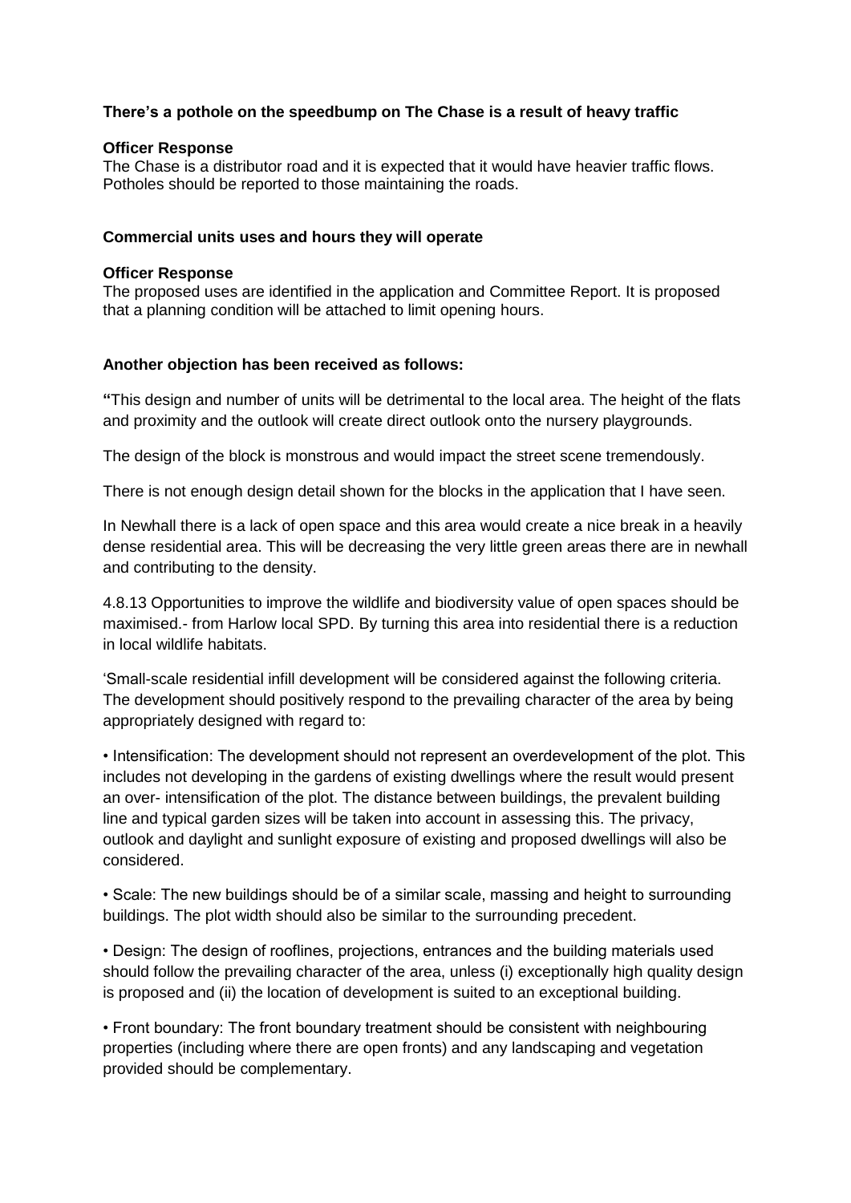**There's a pothole on the speedbump on The Chase is a result of heavy traffic**

**Officer Response**
The Chase is a distributor road and it is expected that it would have heavier traffic flows. Potholes should be reported to those maintaining the roads.

**Commercial units uses and hours they will operate**

**Officer Response**
The proposed uses are identified in the application and Committee Report. It is proposed that a planning condition will be attached to limit opening hours.

**Another objection has been received as follows:**

**"**This design and number of units will be detrimental to the local area. The height of the flats and proximity and the outlook will create direct outlook onto the nursery playgrounds.

The design of the block is monstrous and would impact the street scene tremendously.

There is not enough design detail shown for the blocks in the application that I have seen.

In Newhall there is a lack of open space and this area would create a nice break in a heavily dense residential area. This will be decreasing the very little green areas there are in newhall and contributing to the density.

4.8.13 Opportunities to improve the wildlife and biodiversity value of open spaces should be maximised.- from Harlow local SPD. By turning this area into residential there is a reduction in local wildlife habitats.

'Small-scale residential infill development will be considered against the following criteria. The development should positively respond to the prevailing character of the area by being appropriately designed with regard to:

- Intensification: The development should not represent an overdevelopment of the plot. This includes not developing in the gardens of existing dwellings where the result would present an over- intensification of the plot. The distance between buildings, the prevalent building line and typical garden sizes will be taken into account in assessing this. The privacy, outlook and daylight and sunlight exposure of existing and proposed dwellings will also be considered.

- Scale: The new buildings should be of a similar scale, massing and height to surrounding buildings. The plot width should also be similar to the surrounding precedent.

- Design: The design of rooflines, projections, entrances and the building materials used should follow the prevailing character of the area, unless (i) exceptionally high quality design is proposed and (ii) the location of development is suited to an exceptional building.

- Front boundary: The front boundary treatment should be consistent with neighbouring properties (including where there are open fronts) and any landscaping and vegetation provided should be complementary.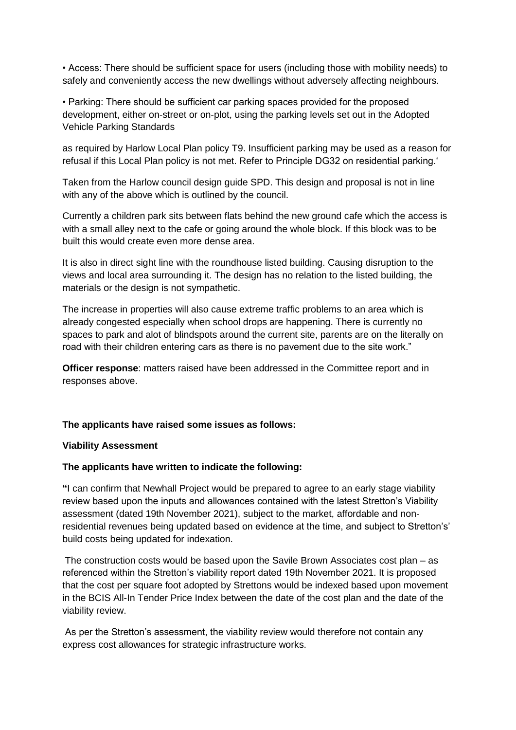• Access: There should be sufficient space for users (including those with mobility needs) to safely and conveniently access the new dwellings without adversely affecting neighbours.

• Parking: There should be sufficient car parking spaces provided for the proposed development, either on-street or on-plot, using the parking levels set out in the Adopted Vehicle Parking Standards

as required by Harlow Local Plan policy T9. Insufficient parking may be used as a reason for refusal if this Local Plan policy is not met. Refer to Principle DG32 on residential parking.'

Taken from the Harlow council design guide SPD. This design and proposal is not in line with any of the above which is outlined by the council.

Currently a children park sits between flats behind the new ground cafe which the access is with a small alley next to the cafe or going around the whole block. If this block was to be built this would create even more dense area.

It is also in direct sight line with the roundhouse listed building. Causing disruption to the views and local area surrounding it. The design has no relation to the listed building, the materials or the design is not sympathetic.

The increase in properties will also cause extreme traffic problems to an area which is already congested especially when school drops are happening. There is currently no spaces to park and alot of blindspots around the current site, parents are on the literally on road with their children entering cars as there is no pavement due to the site work."

**Officer response**: matters raised have been addressed in the Committee report and in responses above.

**The applicants have raised some issues as follows:**

**Viability Assessment**

**The applicants have written to indicate the following:**

**"**I can confirm that Newhall Project would be prepared to agree to an early stage viability review based upon the inputs and allowances contained with the latest Stretton's Viability assessment (dated 19th November 2021), subject to the market, affordable and non-residential revenues being updated based on evidence at the time, and subject to Stretton's' build costs being updated for indexation.

The construction costs would be based upon the Savile Brown Associates cost plan – as referenced within the Stretton's viability report dated 19th November 2021. It is proposed that the cost per square foot adopted by Strettons would be indexed based upon movement in the BCIS All-In Tender Price Index between the date of the cost plan and the date of the viability review.

As per the Stretton's assessment, the viability review would therefore not contain any express cost allowances for strategic infrastructure works.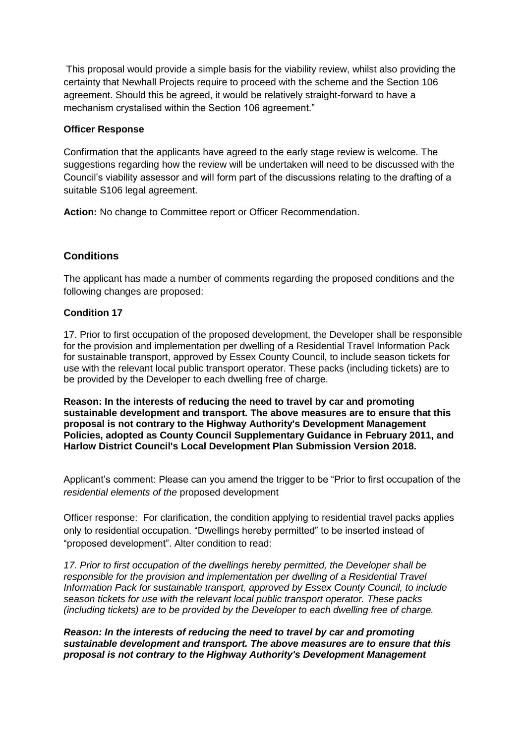This proposal would provide a simple basis for the viability review, whilst also providing the certainty that Newhall Projects require to proceed with the scheme and the Section 106 agreement. Should this be agreed, it would be relatively straight-forward to have a mechanism crystalised within the Section 106 agreement."

**Officer Response**

Confirmation that the applicants have agreed to the early stage review is welcome. The suggestions regarding how the review will be undertaken will need to be discussed with the Council's viability assessor and will form part of the discussions relating to the drafting of a suitable S106 legal agreement.

**Action:** No change to Committee report or Officer Recommendation.

## Conditions

The applicant has made a number of comments regarding the proposed conditions and the following changes are proposed:

**Condition 17**

17. Prior to first occupation of the proposed development, the Developer shall be responsible for the provision and implementation per dwelling of a Residential Travel Information Pack for sustainable transport, approved by Essex County Council, to include season tickets for use with the relevant local public transport operator. These packs (including tickets) are to be provided by the Developer to each dwelling free of charge.

**Reason: In the interests of reducing the need to travel by car and promoting sustainable development and transport. The above measures are to ensure that this proposal is not contrary to the Highway Authority's Development Management Policies, adopted as County Council Supplementary Guidance in February 2011, and Harlow District Council's Local Development Plan Submission Version 2018.**

Applicant's comment: Please can you amend the trigger to be "Prior to first occupation of the *residential elements of the* proposed development

Officer response: For clarification, the condition applying to residential travel packs applies only to residential occupation. "Dwellings hereby permitted" to be inserted instead of "proposed development". Alter condition to read:

*17. Prior to first occupation of the dwellings hereby permitted, the Developer shall be responsible for the provision and implementation per dwelling of a Residential Travel Information Pack for sustainable transport, approved by Essex County Council, to include season tickets for use with the relevant local public transport operator. These packs (including tickets) are to be provided by the Developer to each dwelling free of charge.*

***Reason: In the interests of reducing the need to travel by car and promoting sustainable development and transport. The above measures are to ensure that this proposal is not contrary to the Highway Authority's Development Management***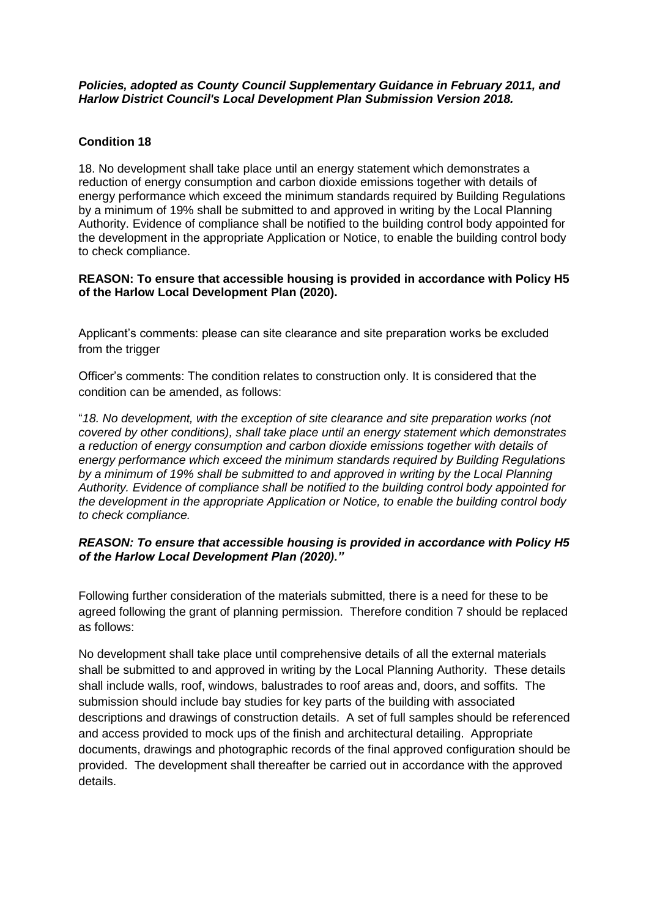***Policies, adopted as County Council Supplementary Guidance in February 2011, and Harlow District Council's Local Development Plan Submission Version 2018.***

**Condition 18**

18. No development shall take place until an energy statement which demonstrates a reduction of energy consumption and carbon dioxide emissions together with details of energy performance which exceed the minimum standards required by Building Regulations by a minimum of 19% shall be submitted to and approved in writing by the Local Planning Authority. Evidence of compliance shall be notified to the building control body appointed for the development in the appropriate Application or Notice, to enable the building control body to check compliance.

**REASON: To ensure that accessible housing is provided in accordance with Policy H5 of the Harlow Local Development Plan (2020).**

Applicant's comments: please can site clearance and site preparation works be excluded from the trigger

Officer's comments: The condition relates to construction only. It is considered that the condition can be amended, as follows:

"*18. No development, with the exception of site clearance and site preparation works (not covered by other conditions), shall take place until an energy statement which demonstrates a reduction of energy consumption and carbon dioxide emissions together with details of energy performance which exceed the minimum standards required by Building Regulations by a minimum of 19% shall be submitted to and approved in writing by the Local Planning Authority. Evidence of compliance shall be notified to the building control body appointed for the development in the appropriate Application or Notice, to enable the building control body to check compliance.*

***REASON: To ensure that accessible housing is provided in accordance with Policy H5 of the Harlow Local Development Plan (2020).***"

Following further consideration of the materials submitted, there is a need for these to be agreed following the grant of planning permission. Therefore condition 7 should be replaced as follows:

No development shall take place until comprehensive details of all the external materials shall be submitted to and approved in writing by the Local Planning Authority. These details shall include walls, roof, windows, balustrades to roof areas and, doors, and soffits. The submission should include bay studies for key parts of the building with associated descriptions and drawings of construction details. A set of full samples should be referenced and access provided to mock ups of the finish and architectural detailing. Appropriate documents, drawings and photographic records of the final approved configuration should be provided. The development shall thereafter be carried out in accordance with the approved details.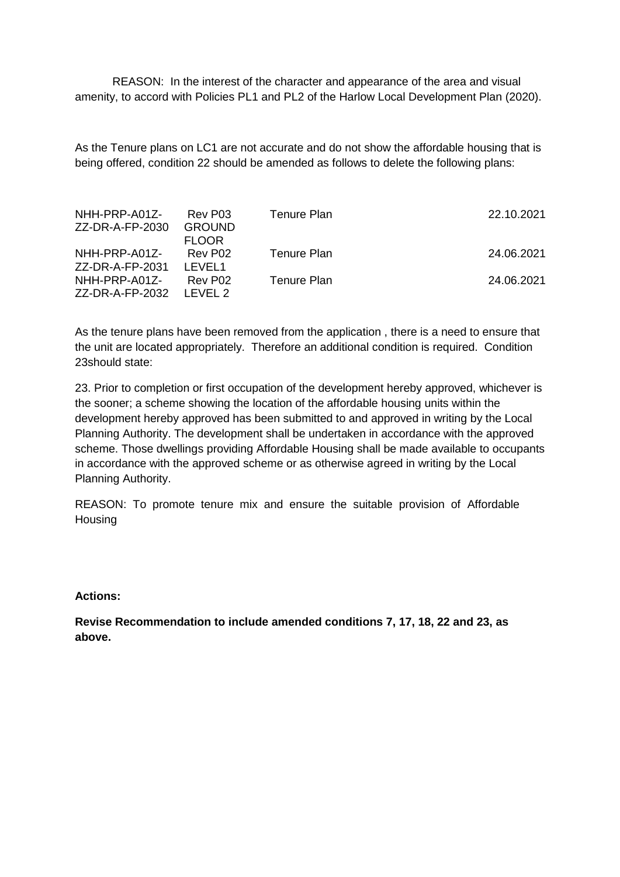REASON: In the interest of the character and appearance of the area and visual amenity, to accord with Policies PL1 and PL2 of the Harlow Local Development Plan (2020).

As the Tenure plans on LC1 are not accurate and do not show the affordable housing that is being offered, condition 22 should be amended as follows to delete the following plans:

| | | | |
|---|---|---|---|
| NHH-PRP-A01Z-ZZ-DR-A-FP-2030 | Rev P03 GROUND FLOOR | Tenure Plan | 22.10.2021 |
| NHH-PRP-A01Z-ZZ-DR-A-FP-2031 | Rev P02 LEVEL1 | Tenure Plan | 24.06.2021 |
| NHH-PRP-A01Z-ZZ-DR-A-FP-2032 | Rev P02 LEVEL 2 | Tenure Plan | 24.06.2021 |

As the tenure plans have been removed from the application , there is a need to ensure that the unit are located appropriately. Therefore an additional condition is required. Condition 23should state:

23. Prior to completion or first occupation of the development hereby approved, whichever is the sooner; a scheme showing the location of the affordable housing units within the development hereby approved has been submitted to and approved in writing by the Local Planning Authority. The development shall be undertaken in accordance with the approved scheme. Those dwellings providing Affordable Housing shall be made available to occupants in accordance with the approved scheme or as otherwise agreed in writing by the Local Planning Authority.

REASON: To promote tenure mix and ensure the suitable provision of Affordable Housing

**Actions:**

**Revise Recommendation to include amended conditions 7, 17, 18, 22 and 23, as above.**